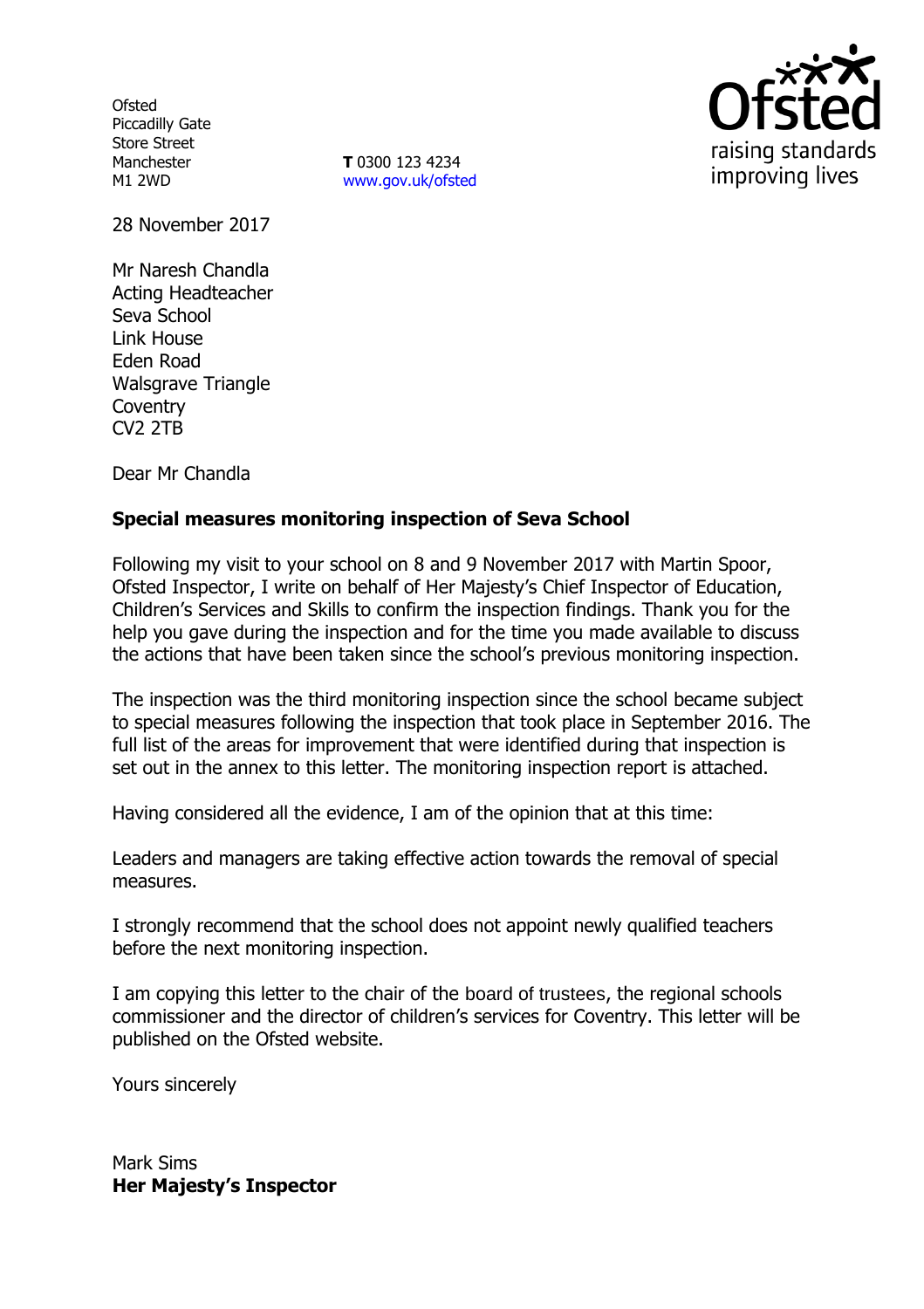Ofsted
Piccadilly Gate
Store Street
Manchester
M1 2WD

**T** 0300 123 4234
www.gov.uk/ofsted

Ofsted
raising standards
improving lives

28 November 2017

Mr Naresh Chandla
Acting Headteacher
Seva School
Link House
Eden Road
Walsgrave Triangle
Coventry
CV2 2TB

Dear Mr Chandla

**Special measures monitoring inspection of Seva School**

Following my visit to your school on 8 and 9 November 2017 with Martin Spoor, Ofsted Inspector, I write on behalf of Her Majesty's Chief Inspector of Education, Children's Services and Skills to confirm the inspection findings. Thank you for the help you gave during the inspection and for the time you made available to discuss the actions that have been taken since the school's previous monitoring inspection.

The inspection was the third monitoring inspection since the school became subject to special measures following the inspection that took place in September 2016. The full list of the areas for improvement that were identified during that inspection is set out in the annex to this letter. The monitoring inspection report is attached.

Having considered all the evidence, I am of the opinion that at this time:

Leaders and managers are taking effective action towards the removal of special measures.

I strongly recommend that the school does not appoint newly qualified teachers before the next monitoring inspection.

I am copying this letter to the chair of the board of trustees, the regional schools commissioner and the director of children's services for Coventry. This letter will be published on the Ofsted website.

Yours sincerely

Mark Sims
**Her Majesty's Inspector**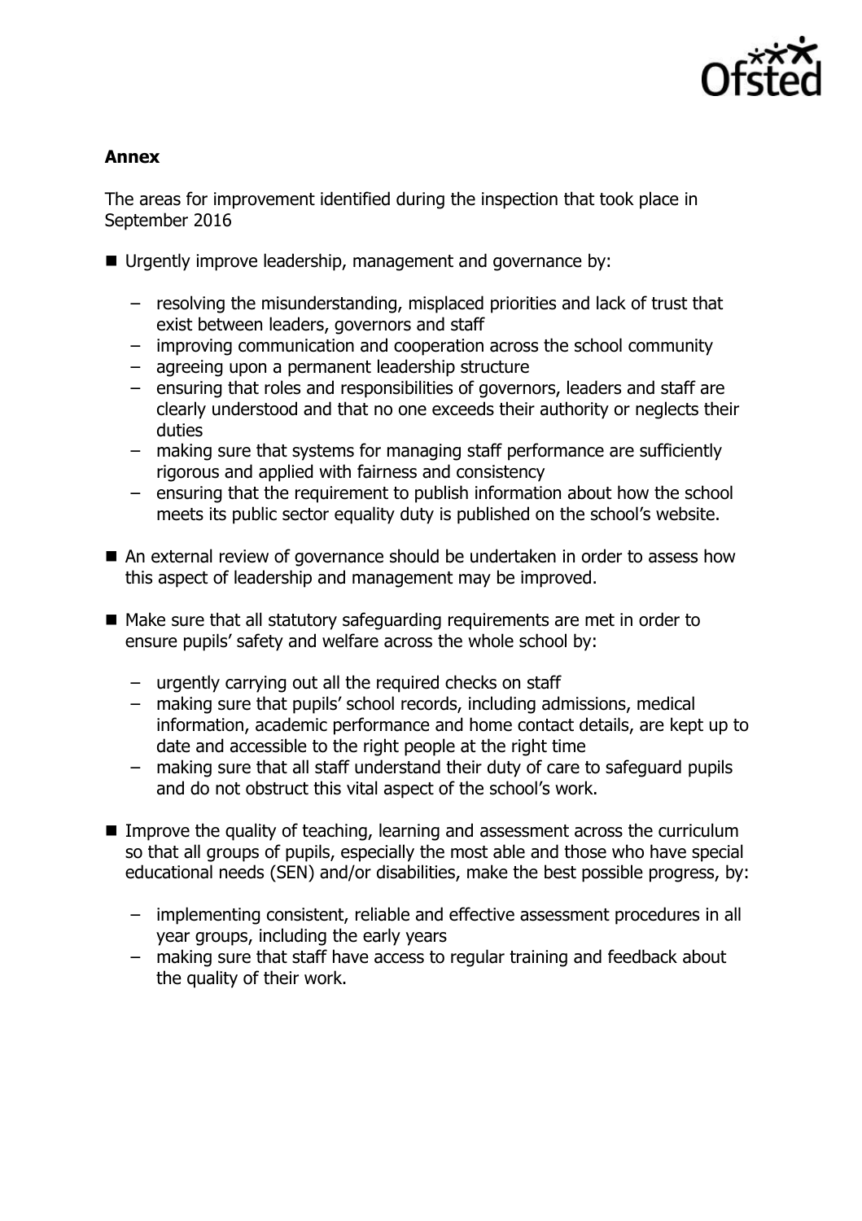**Annex**

The areas for improvement identified during the inspection that took place in September 2016

- Urgently improve leadership, management and governance by:
  - resolving the misunderstanding, misplaced priorities and lack of trust that exist between leaders, governors and staff
  - improving communication and cooperation across the school community
  - agreeing upon a permanent leadership structure
  - ensuring that roles and responsibilities of governors, leaders and staff are clearly understood and that no one exceeds their authority or neglects their duties
  - making sure that systems for managing staff performance are sufficiently rigorous and applied with fairness and consistency
  - ensuring that the requirement to publish information about how the school meets its public sector equality duty is published on the school's website.
- An external review of governance should be undertaken in order to assess how this aspect of leadership and management may be improved.
- Make sure that all statutory safeguarding requirements are met in order to ensure pupils' safety and welfare across the whole school by:
  - urgently carrying out all the required checks on staff
  - making sure that pupils' school records, including admissions, medical information, academic performance and home contact details, are kept up to date and accessible to the right people at the right time
  - making sure that all staff understand their duty of care to safeguard pupils and do not obstruct this vital aspect of the school's work.
- Improve the quality of teaching, learning and assessment across the curriculum so that all groups of pupils, especially the most able and those who have special educational needs (SEN) and/or disabilities, make the best possible progress, by:
  - implementing consistent, reliable and effective assessment procedures in all year groups, including the early years
  - making sure that staff have access to regular training and feedback about the quality of their work.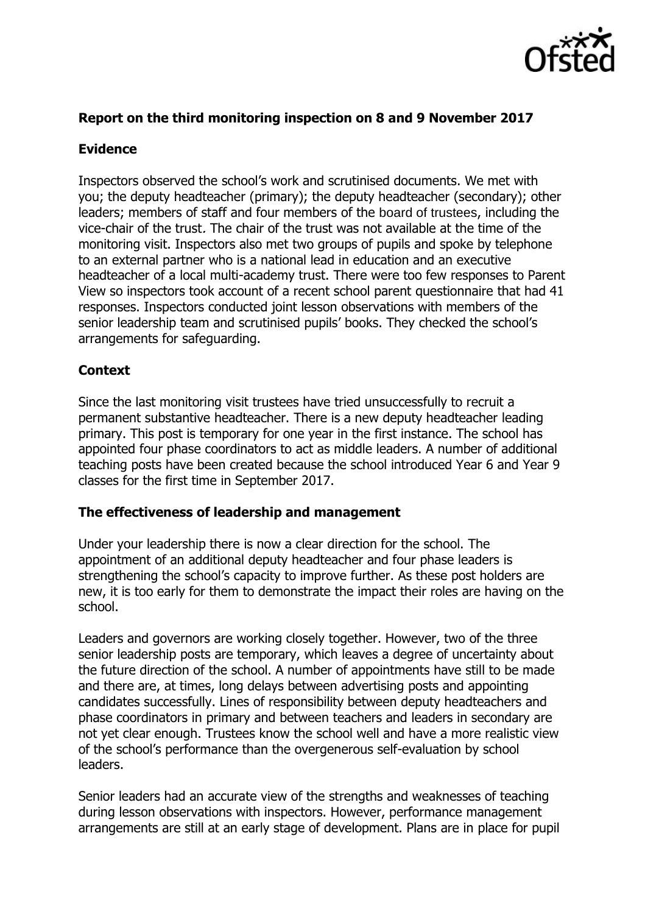**Report on the third monitoring inspection on 8 and 9 November 2017**

**Evidence**

Inspectors observed the school's work and scrutinised documents. We met with you; the deputy headteacher (primary); the deputy headteacher (secondary); other leaders; members of staff and four members of the board of trustees, including the vice-chair of the trust. The chair of the trust was not available at the time of the monitoring visit. Inspectors also met two groups of pupils and spoke by telephone to an external partner who is a national lead in education and an executive headteacher of a local multi-academy trust. There were too few responses to Parent View so inspectors took account of a recent school parent questionnaire that had 41 responses. Inspectors conducted joint lesson observations with members of the senior leadership team and scrutinised pupils' books. They checked the school's arrangements for safeguarding.

**Context**

Since the last monitoring visit trustees have tried unsuccessfully to recruit a permanent substantive headteacher. There is a new deputy headteacher leading primary. This post is temporary for one year in the first instance. The school has appointed four phase coordinators to act as middle leaders. A number of additional teaching posts have been created because the school introduced Year 6 and Year 9 classes for the first time in September 2017.

**The effectiveness of leadership and management**

Under your leadership there is now a clear direction for the school. The appointment of an additional deputy headteacher and four phase leaders is strengthening the school's capacity to improve further. As these post holders are new, it is too early for them to demonstrate the impact their roles are having on the school.

Leaders and governors are working closely together. However, two of the three senior leadership posts are temporary, which leaves a degree of uncertainty about the future direction of the school. A number of appointments have still to be made and there are, at times, long delays between advertising posts and appointing candidates successfully. Lines of responsibility between deputy headteachers and phase coordinators in primary and between teachers and leaders in secondary are not yet clear enough. Trustees know the school well and have a more realistic view of the school's performance than the overgenerous self-evaluation by school leaders.

Senior leaders had an accurate view of the strengths and weaknesses of teaching during lesson observations with inspectors. However, performance management arrangements are still at an early stage of development. Plans are in place for pupil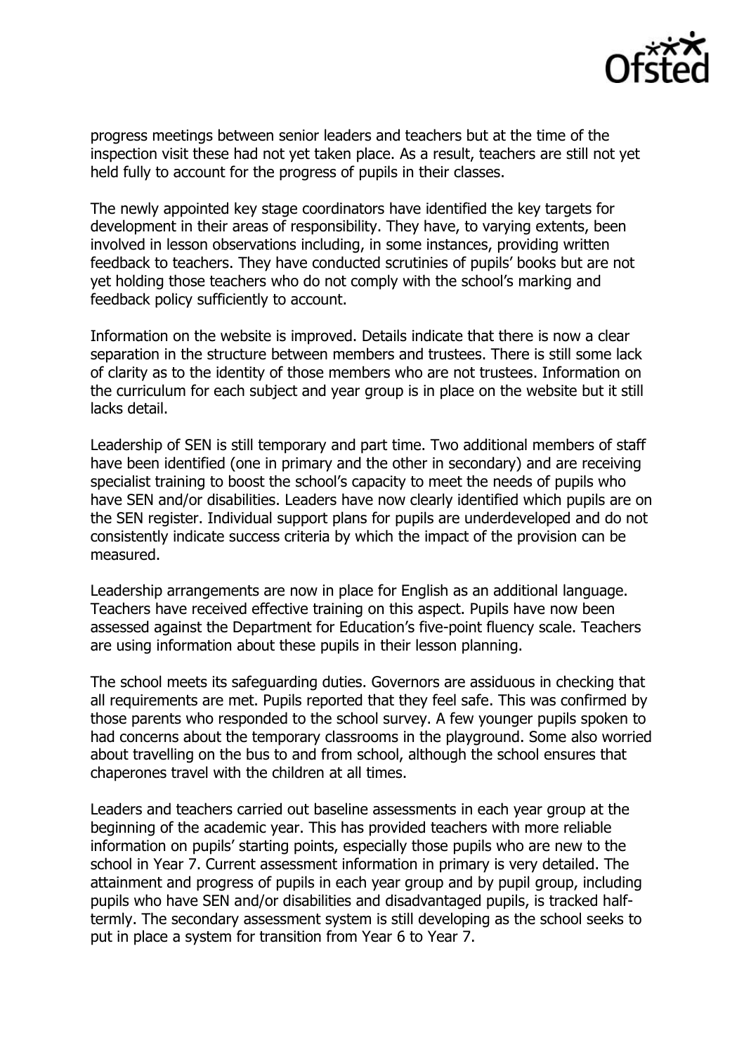progress meetings between senior leaders and teachers but at the time of the inspection visit these had not yet taken place. As a result, teachers are still not yet held fully to account for the progress of pupils in their classes.

The newly appointed key stage coordinators have identified the key targets for development in their areas of responsibility. They have, to varying extents, been involved in lesson observations including, in some instances, providing written feedback to teachers. They have conducted scrutinies of pupils' books but are not yet holding those teachers who do not comply with the school's marking and feedback policy sufficiently to account.

Information on the website is improved. Details indicate that there is now a clear separation in the structure between members and trustees. There is still some lack of clarity as to the identity of those members who are not trustees. Information on the curriculum for each subject and year group is in place on the website but it still lacks detail.

Leadership of SEN is still temporary and part time. Two additional members of staff have been identified (one in primary and the other in secondary) and are receiving specialist training to boost the school's capacity to meet the needs of pupils who have SEN and/or disabilities. Leaders have now clearly identified which pupils are on the SEN register. Individual support plans for pupils are underdeveloped and do not consistently indicate success criteria by which the impact of the provision can be measured.

Leadership arrangements are now in place for English as an additional language. Teachers have received effective training on this aspect. Pupils have now been assessed against the Department for Education's five-point fluency scale. Teachers are using information about these pupils in their lesson planning.

The school meets its safeguarding duties. Governors are assiduous in checking that all requirements are met. Pupils reported that they feel safe. This was confirmed by those parents who responded to the school survey. A few younger pupils spoken to had concerns about the temporary classrooms in the playground. Some also worried about travelling on the bus to and from school, although the school ensures that chaperones travel with the children at all times.

Leaders and teachers carried out baseline assessments in each year group at the beginning of the academic year. This has provided teachers with more reliable information on pupils' starting points, especially those pupils who are new to the school in Year 7. Current assessment information in primary is very detailed. The attainment and progress of pupils in each year group and by pupil group, including pupils who have SEN and/or disabilities and disadvantaged pupils, is tracked half-termly. The secondary assessment system is still developing as the school seeks to put in place a system for transition from Year 6 to Year 7.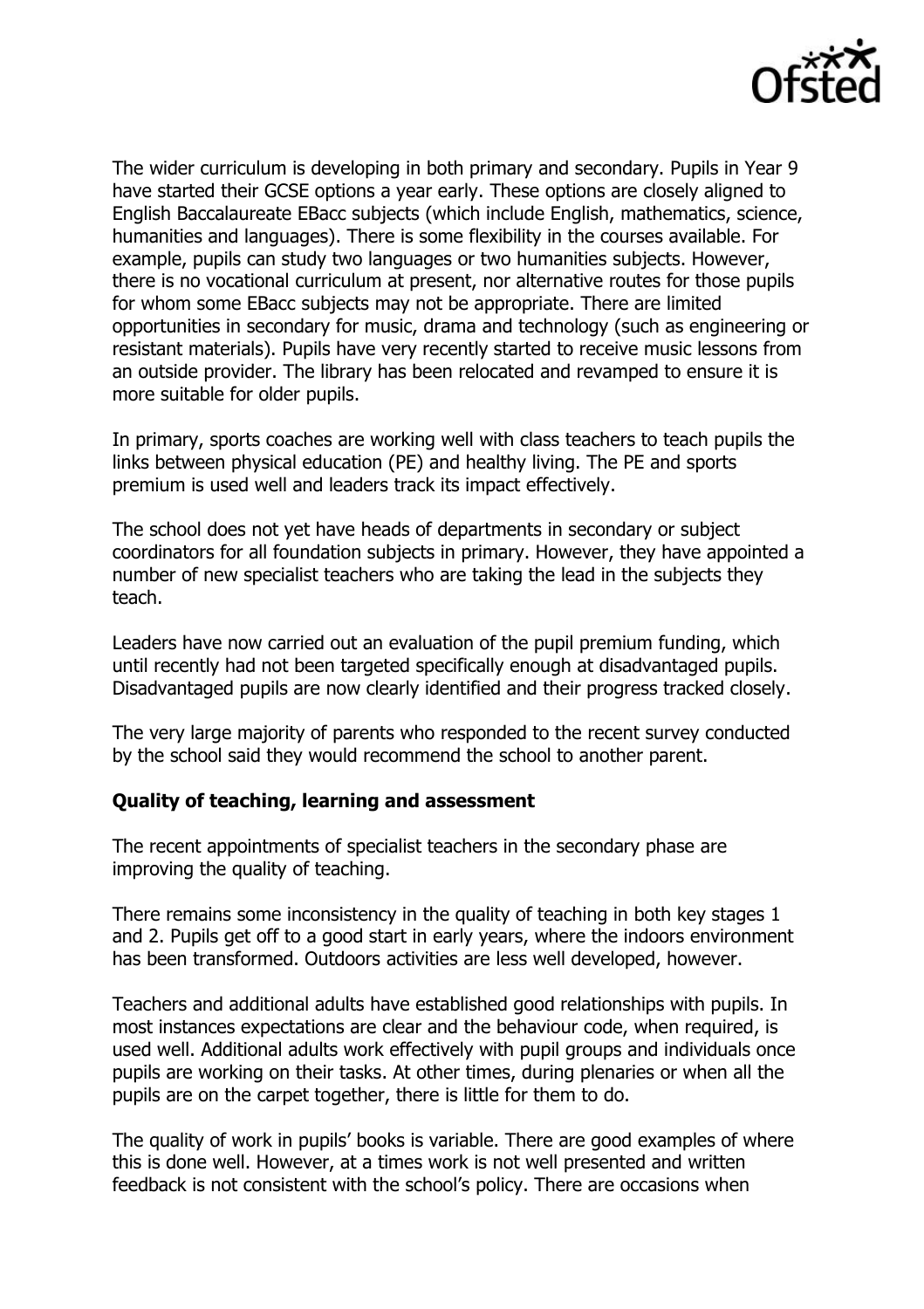The wider curriculum is developing in both primary and secondary. Pupils in Year 9 have started their GCSE options a year early. These options are closely aligned to English Baccalaureate EBacc subjects (which include English, mathematics, science, humanities and languages). There is some flexibility in the courses available. For example, pupils can study two languages or two humanities subjects. However, there is no vocational curriculum at present, nor alternative routes for those pupils for whom some EBacc subjects may not be appropriate. There are limited opportunities in secondary for music, drama and technology (such as engineering or resistant materials). Pupils have very recently started to receive music lessons from an outside provider. The library has been relocated and revamped to ensure it is more suitable for older pupils.

In primary, sports coaches are working well with class teachers to teach pupils the links between physical education (PE) and healthy living. The PE and sports premium is used well and leaders track its impact effectively.

The school does not yet have heads of departments in secondary or subject coordinators for all foundation subjects in primary. However, they have appointed a number of new specialist teachers who are taking the lead in the subjects they teach.

Leaders have now carried out an evaluation of the pupil premium funding, which until recently had not been targeted specifically enough at disadvantaged pupils. Disadvantaged pupils are now clearly identified and their progress tracked closely.

The very large majority of parents who responded to the recent survey conducted by the school said they would recommend the school to another parent.

**Quality of teaching, learning and assessment**

The recent appointments of specialist teachers in the secondary phase are improving the quality of teaching.

There remains some inconsistency in the quality of teaching in both key stages 1 and 2. Pupils get off to a good start in early years, where the indoors environment has been transformed. Outdoors activities are less well developed, however.

Teachers and additional adults have established good relationships with pupils. In most instances expectations are clear and the behaviour code, when required, is used well. Additional adults work effectively with pupil groups and individuals once pupils are working on their tasks. At other times, during plenaries or when all the pupils are on the carpet together, there is little for them to do.

The quality of work in pupils' books is variable. There are good examples of where this is done well. However, at a times work is not well presented and written feedback is not consistent with the school's policy. There are occasions when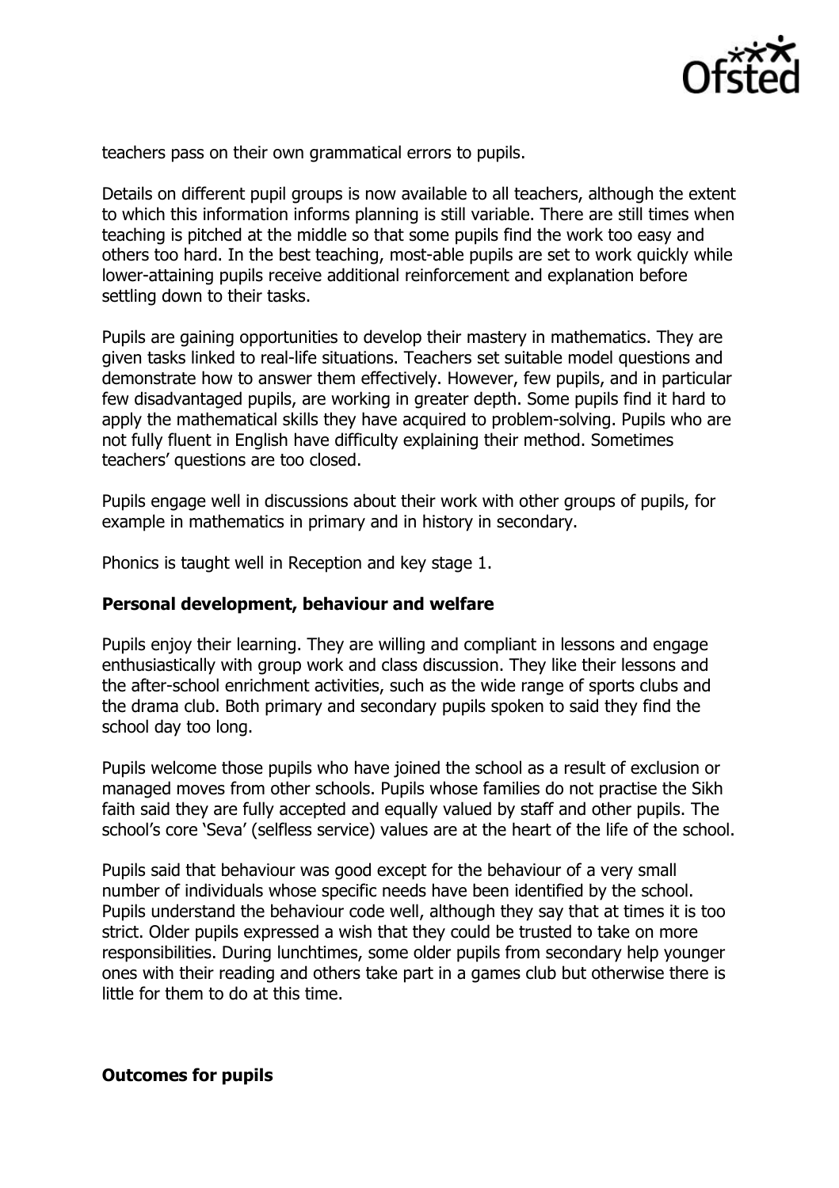teachers pass on their own grammatical errors to pupils.

Details on different pupil groups is now available to all teachers, although the extent to which this information informs planning is still variable. There are still times when teaching is pitched at the middle so that some pupils find the work too easy and others too hard. In the best teaching, most-able pupils are set to work quickly while lower-attaining pupils receive additional reinforcement and explanation before settling down to their tasks.

Pupils are gaining opportunities to develop their mastery in mathematics. They are given tasks linked to real-life situations. Teachers set suitable model questions and demonstrate how to answer them effectively. However, few pupils, and in particular few disadvantaged pupils, are working in greater depth. Some pupils find it hard to apply the mathematical skills they have acquired to problem-solving. Pupils who are not fully fluent in English have difficulty explaining their method. Sometimes teachers' questions are too closed.

Pupils engage well in discussions about their work with other groups of pupils, for example in mathematics in primary and in history in secondary.

Phonics is taught well in Reception and key stage 1.

**Personal development, behaviour and welfare**

Pupils enjoy their learning. They are willing and compliant in lessons and engage enthusiastically with group work and class discussion. They like their lessons and the after-school enrichment activities, such as the wide range of sports clubs and the drama club. Both primary and secondary pupils spoken to said they find the school day too long.

Pupils welcome those pupils who have joined the school as a result of exclusion or managed moves from other schools. Pupils whose families do not practise the Sikh faith said they are fully accepted and equally valued by staff and other pupils. The school's core 'Seva' (selfless service) values are at the heart of the life of the school.

Pupils said that behaviour was good except for the behaviour of a very small number of individuals whose specific needs have been identified by the school. Pupils understand the behaviour code well, although they say that at times it is too strict. Older pupils expressed a wish that they could be trusted to take on more responsibilities. During lunchtimes, some older pupils from secondary help younger ones with their reading and others take part in a games club but otherwise there is little for them to do at this time.

**Outcomes for pupils**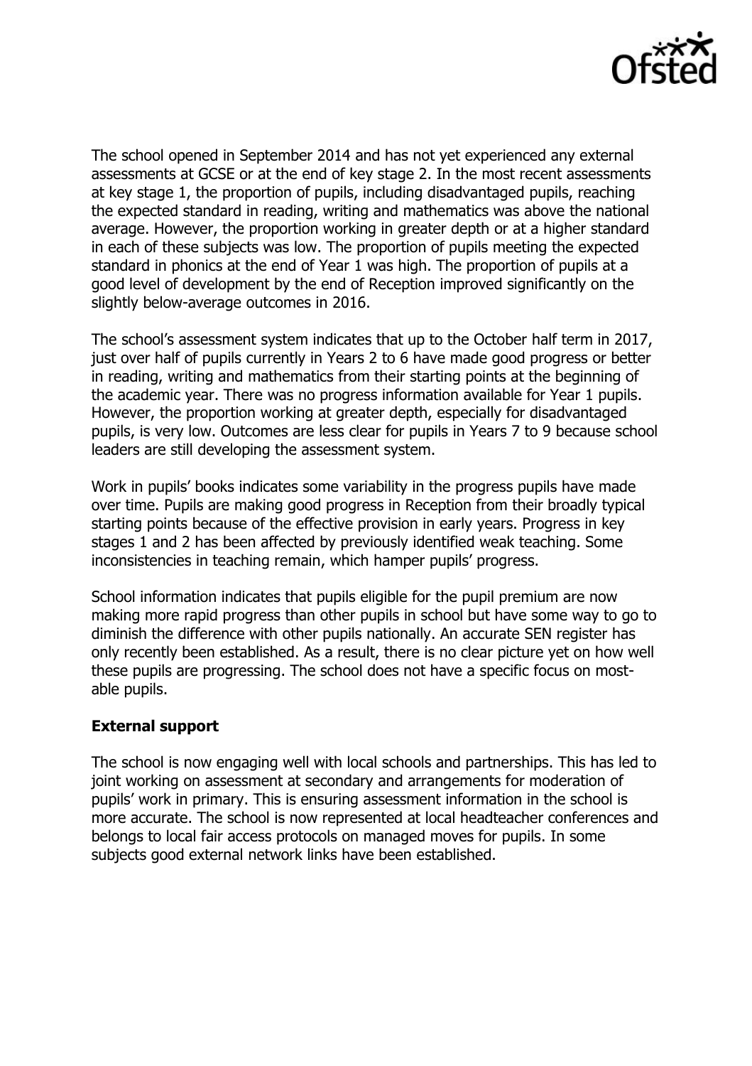The school opened in September 2014 and has not yet experienced any external assessments at GCSE or at the end of key stage 2. In the most recent assessments at key stage 1, the proportion of pupils, including disadvantaged pupils, reaching the expected standard in reading, writing and mathematics was above the national average. However, the proportion working in greater depth or at a higher standard in each of these subjects was low. The proportion of pupils meeting the expected standard in phonics at the end of Year 1 was high. The proportion of pupils at a good level of development by the end of Reception improved significantly on the slightly below-average outcomes in 2016.

The school's assessment system indicates that up to the October half term in 2017, just over half of pupils currently in Years 2 to 6 have made good progress or better in reading, writing and mathematics from their starting points at the beginning of the academic year. There was no progress information available for Year 1 pupils. However, the proportion working at greater depth, especially for disadvantaged pupils, is very low. Outcomes are less clear for pupils in Years 7 to 9 because school leaders are still developing the assessment system.

Work in pupils' books indicates some variability in the progress pupils have made over time. Pupils are making good progress in Reception from their broadly typical starting points because of the effective provision in early years. Progress in key stages 1 and 2 has been affected by previously identified weak teaching. Some inconsistencies in teaching remain, which hamper pupils' progress.

School information indicates that pupils eligible for the pupil premium are now making more rapid progress than other pupils in school but have some way to go to diminish the difference with other pupils nationally. An accurate SEN register has only recently been established. As a result, there is no clear picture yet on how well these pupils are progressing. The school does not have a specific focus on most-able pupils.

**External support**

The school is now engaging well with local schools and partnerships. This has led to joint working on assessment at secondary and arrangements for moderation of pupils' work in primary. This is ensuring assessment information in the school is more accurate. The school is now represented at local headteacher conferences and belongs to local fair access protocols on managed moves for pupils. In some subjects good external network links have been established.